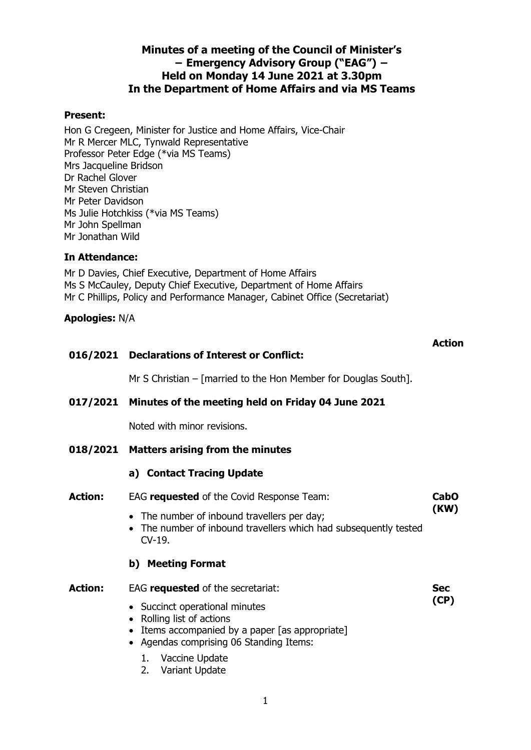# Minutes of a meeting of the Council of Minister's – Emergency Advisory Group ("EAG") – Held on Monday 14 June 2021 at 3.30pm In the Department of Home Affairs and via MS Teams

**Present:**

Hon G Cregeen, Minister for Justice and Home Affairs, Vice-Chair
Mr R Mercer MLC, Tynwald Representative
Professor Peter Edge (*via MS Teams)
Mrs Jacqueline Bridson
Dr Rachel Glover
Mr Steven Christian
Mr Peter Davidson
Ms Julie Hotchkiss (*via MS Teams)
Mr John Spellman
Mr Jonathan Wild

**In Attendance:**

Mr D Davies, Chief Executive, Department of Home Affairs
Ms S McCauley, Deputy Chief Executive, Department of Home Affairs
Mr C Phillips, Policy and Performance Manager, Cabinet Office (Secretariat)

**Apologies:** N/A

| | | **Action** |
|---|---|---|
| **016/2021** | **Declarations of Interest or Conflict:** | |
| | Mr S Christian – [married to the Hon Member for Douglas South]. | |
| **017/2021** | **Minutes of the meeting held on Friday 04 June 2021** | |
| | Noted with minor revisions. | |
| **018/2021** | **Matters arising from the minutes** | |
| | **a) Contact Tracing Update** | |
| **Action:** | EAG **requested** of the Covid Response Team:<br>• The number of inbound travellers per day;<br>• The number of inbound travellers which had subsequently tested CV-19. | **CabO (KW)** |
| | **b) Meeting Format** | |
| **Action:** | EAG **requested** of the secretariat:<br>• Succinct operational minutes<br>• Rolling list of actions<br>• Items accompanied by a paper [as appropriate]<br>• Agendas comprising 06 Standing Items:<br>1. Vaccine Update<br>2. Variant Update | **Sec (CP)** |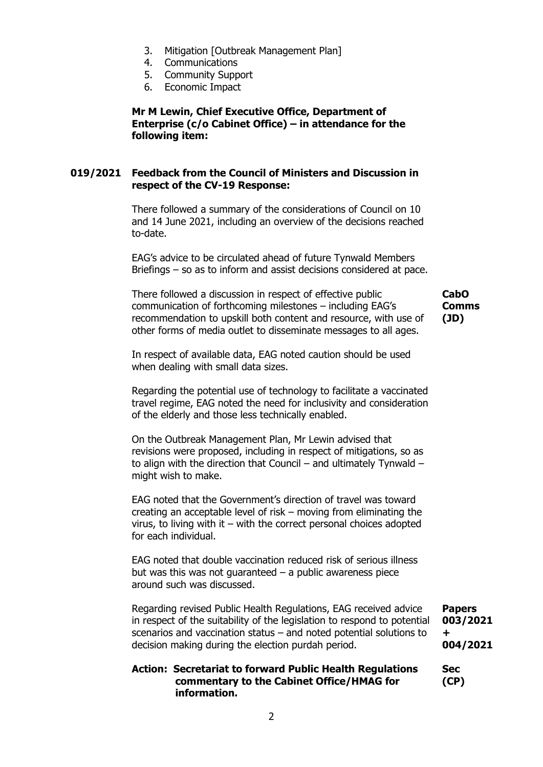3. Mitigation [Outbreak Management Plan]
4. Communications
5. Community Support
6. Economic Impact

**Mr M Lewin, Chief Executive Office, Department of Enterprise (c/o Cabinet Office) – in attendance for the following item:**

**019/2021 Feedback from the Council of Ministers and Discussion in respect of the CV-19 Response:**

There followed a summary of the considerations of Council on 10 and 14 June 2021, including an overview of the decisions reached to-date.

EAG's advice to be circulated ahead of future Tynwald Members Briefings – so as to inform and assist decisions considered at pace.

There followed a discussion in respect of effective public communication of forthcoming milestones – including EAG's recommendation to upskill both content and resource, with use of other forms of media outlet to disseminate messages to all ages. **CabO Comms (JD)**

In respect of available data, EAG noted caution should be used when dealing with small data sizes.

Regarding the potential use of technology to facilitate a vaccinated travel regime, EAG noted the need for inclusivity and consideration of the elderly and those less technically enabled.

On the Outbreak Management Plan, Mr Lewin advised that revisions were proposed, including in respect of mitigations, so as to align with the direction that Council – and ultimately Tynwald – might wish to make.

EAG noted that the Government's direction of travel was toward creating an acceptable level of risk – moving from eliminating the virus, to living with it – with the correct personal choices adopted for each individual.

EAG noted that double vaccination reduced risk of serious illness but was this was not guaranteed – a public awareness piece around such was discussed.

Regarding revised Public Health Regulations, EAG received advice in respect of the suitability of the legislation to respond to potential scenarios and vaccination status – and noted potential solutions to decision making during the election purdah period. **Papers 003/2021 + 004/2021**

**Action: Secretariat to forward Public Health Regulations commentary to the Cabinet Office/HMAG for information.** **Sec (CP)**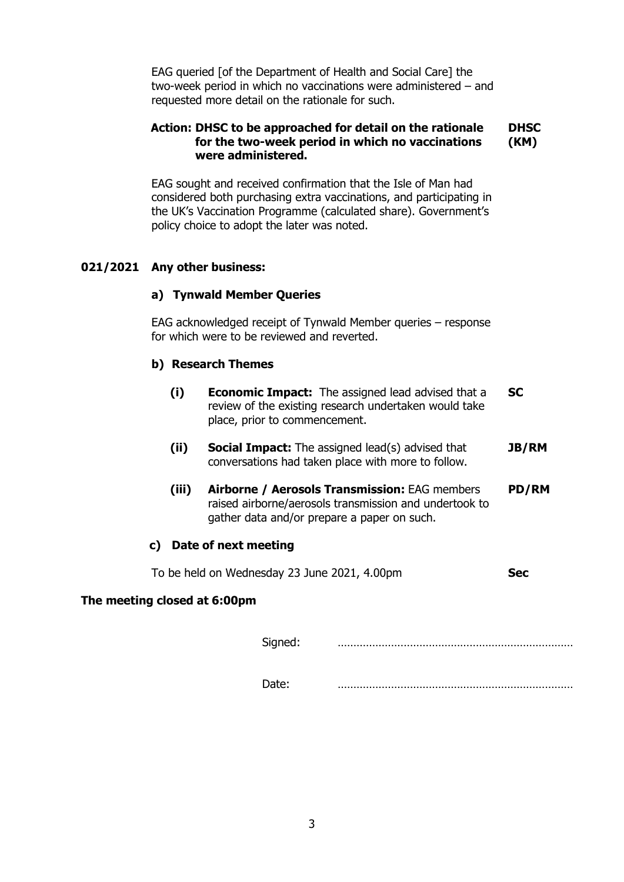EAG queried [of the Department of Health and Social Care] the two-week period in which no vaccinations were administered – and requested more detail on the rationale for such.

**Action: DHSC to be approached for detail on the rationale for the two-week period in which no vaccinations were administered.** **DHSC (KM)**

EAG sought and received confirmation that the Isle of Man had considered both purchasing extra vaccinations, and participating in the UK's Vaccination Programme (calculated share). Government's policy choice to adopt the later was noted.

## 021/2021 Any other business:

### a) Tynwald Member Queries

EAG acknowledged receipt of Tynwald Member queries – response for which were to be reviewed and reverted.

### b) Research Themes

**(i)** **Economic Impact:** The assigned lead advised that a review of the existing research undertaken would take place, prior to commencement. **SC**

**(ii)** **Social Impact:** The assigned lead(s) advised that conversations had taken place with more to follow. **JB/RM**

**(iii)** **Airborne / Aerosols Transmission:** EAG members raised airborne/aerosols transmission and undertook to gather data and/or prepare a paper on such. **PD/RM**

### c) Date of next meeting

To be held on Wednesday 23 June 2021, 4.00pm **Sec**

**The meeting closed at 6:00pm**

Signed: ………………………………………………………………

Date: ………………………………………………………………